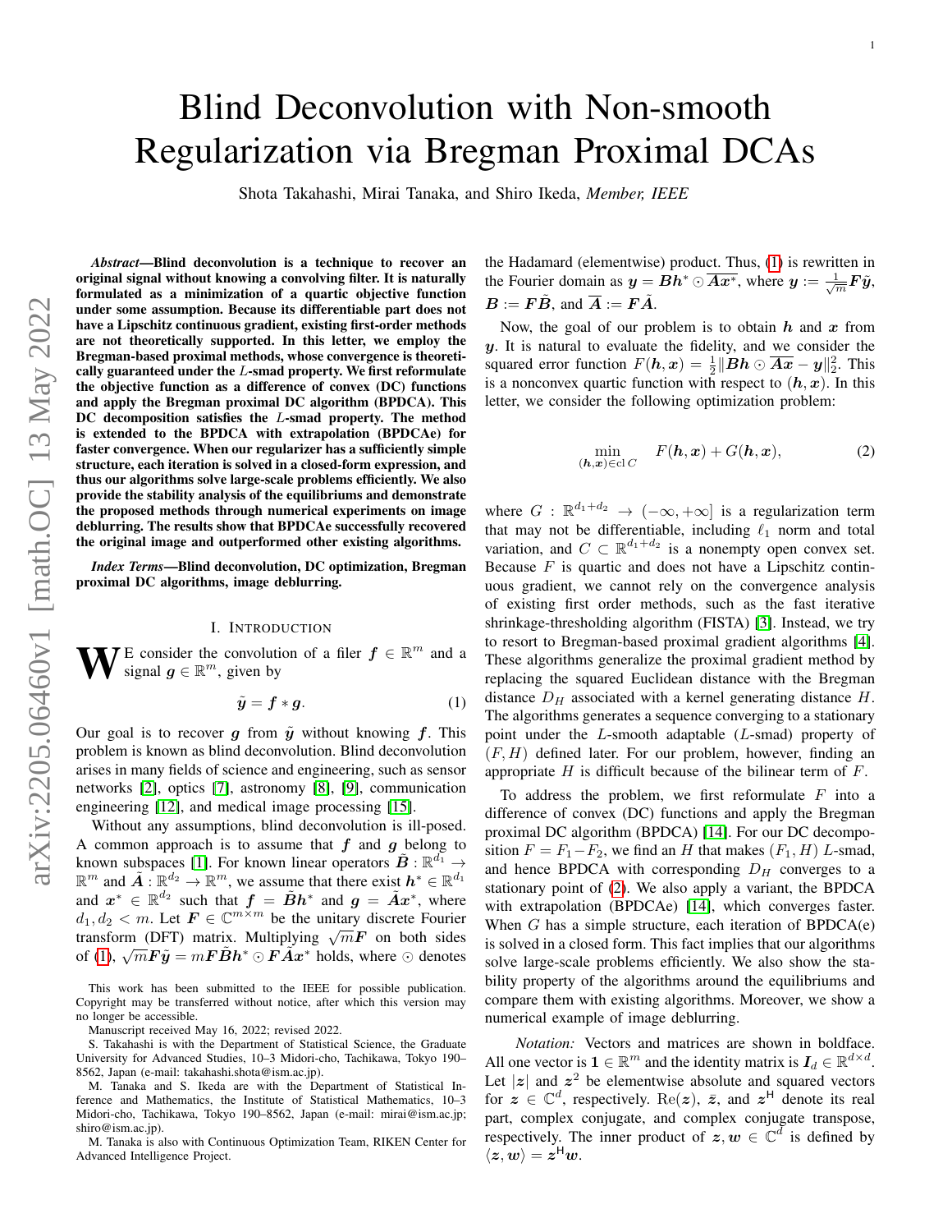# Blind Deconvolution with Non-smooth Regularization via Bregman Proximal DCAs

Shota Takahashi, Mirai Tanaka, and Shiro Ikeda, *Member, IEEE*

***Abstract*—Blind deconvolution is a technique to recover an original signal without knowing a convolving filter. It is naturally formulated as a minimization of a quartic objective function under some assumption. Because its differentiable part does not have a Lipschitz continuous gradient, existing first-order methods are not theoretically supported. In this letter, we employ the Bregman-based proximal methods, whose convergence is theoretically guaranteed under the $L$-smad property. We first reformulate the objective function as a difference of convex (DC) functions and apply the Bregman proximal DC algorithm (BPDCA). This DC decomposition satisfies the $L$-smad property. The method is extended to the BPDCA with extrapolation (BPDCAe) for faster convergence. When our regularizer has a sufficiently simple structure, each iteration is solved in a closed-form expression, and thus our algorithms solve large-scale problems efficiently. We also provide the stability analysis of the equilibriums and demonstrate the proposed methods through numerical experiments on image deblurring. The results show that BPDCAe successfully recovered the original image and outperformed other existing algorithms.**

***Index Terms*—Blind deconvolution, DC optimization, Bregman proximal DC algorithms, image deblurring.**

## I. Introduction

We consider the convolution of a filer $\boldsymbol{f} \in \mathbb{R}^m$ and a signal $\boldsymbol{g} \in \mathbb{R}^m$, given by

$$\tilde{\boldsymbol{y}} = \boldsymbol{f} * \boldsymbol{g}. \tag{1}$$

Our goal is to recover $\boldsymbol{g}$ from $\tilde{\boldsymbol{y}}$ without knowing $\boldsymbol{f}$. This problem is known as blind deconvolution. Blind deconvolution arises in many fields of science and engineering, such as sensor networks [2], optics [7], astronomy [8], [9], communication engineering [12], and medical image processing [15].

Without any assumptions, blind deconvolution is ill-posed. A common approach is to assume that $\boldsymbol{f}$ and $\boldsymbol{g}$ belong to known subspaces [1]. For known linear operators $\tilde{\boldsymbol{B}} : \mathbb{R}^{d_1} \to \mathbb{R}^m$ and $\tilde{\boldsymbol{A}} : \mathbb{R}^{d_2} \to \mathbb{R}^m$, we assume that there exist $\boldsymbol{h}^* \in \mathbb{R}^{d_1}$ and $\boldsymbol{x}^* \in \mathbb{R}^{d_2}$ such that $\boldsymbol{f} = \tilde{\boldsymbol{B}}\boldsymbol{h}^*$ and $\boldsymbol{g} = \tilde{\boldsymbol{A}}\boldsymbol{x}^*$, where $d_1, d_2 < m$. Let $\boldsymbol{F} \in \mathbb{C}^{m\times m}$ be the unitary discrete Fourier transform (DFT) matrix. Multiplying $\sqrt{m}\boldsymbol{F}$ on both sides of (1), $\sqrt{m}\boldsymbol{F}\tilde{\boldsymbol{y}} = m\boldsymbol{F}\tilde{\boldsymbol{B}}\boldsymbol{h}^* \odot \boldsymbol{F}\tilde{\boldsymbol{A}}\boldsymbol{x}^*$ holds, where $\odot$ denotes the Hadamard (elementwise) product. Thus, (1) is rewritten in the Fourier domain as $\boldsymbol{y} = \boldsymbol{B}\boldsymbol{h}^* \odot \overline{\boldsymbol{A}\boldsymbol{x}^*}$, where $\boldsymbol{y} := \frac{1}{\sqrt{m}}\boldsymbol{F}\tilde{\boldsymbol{y}}$, $\boldsymbol{B} := \boldsymbol{F}\tilde{\boldsymbol{B}}$, and $\overline{\boldsymbol{A}} := \boldsymbol{F}\tilde{\boldsymbol{A}}$.

Now, the goal of our problem is to obtain $\boldsymbol{h}$ and $\boldsymbol{x}$ from $\boldsymbol{y}$. It is natural to evaluate the fidelity, and we consider the squared error function $F(\boldsymbol{h}, \boldsymbol{x}) = \frac{1}{2}\|\boldsymbol{B}\boldsymbol{h} \odot \overline{\boldsymbol{A}\boldsymbol{x}} - \boldsymbol{y}\|_2^2$. This is a nonconvex quartic function with respect to $(\boldsymbol{h}, \boldsymbol{x})$. In this letter, we consider the following optimization problem:

$$\min_{(\boldsymbol{h},\boldsymbol{x})\in \mathrm{cl}\, C} \quad F(\boldsymbol{h}, \boldsymbol{x}) + G(\boldsymbol{h}, \boldsymbol{x}), \tag{2}$$

where $G : \mathbb{R}^{d_1+d_2} \to (-\infty, +\infty]$ is a regularization term that may not be differentiable, including $\ell_1$ norm and total variation, and $C \subset \mathbb{R}^{d_1+d_2}$ is a nonempty open convex set. Because $F$ is quartic and does not have a Lipschitz continuous gradient, we cannot rely on the convergence analysis of existing first order methods, such as the fast iterative shrinkage-thresholding algorithm (FISTA) [3]. Instead, we try to resort to Bregman-based proximal gradient algorithms [4]. These algorithms generalize the proximal gradient method by replacing the squared Euclidean distance with the Bregman distance $D_H$ associated with a kernel generating distance $H$. The algorithms generates a sequence converging to a stationary point under the $L$-smooth adaptable ($L$-smad) property of $(F, H)$ defined later. For our problem, however, finding an appropriate $H$ is difficult because of the bilinear term of $F$.

To address the problem, we first reformulate $F$ into a difference of convex (DC) functions and apply the Bregman proximal DC algorithm (BPDCA) [14]. For our DC decomposition $F = F_1 - F_2$, we find an $H$ that makes $(F_1, H)$ $L$-smad, and hence BPDCA with corresponding $D_H$ converges to a stationary point of (2). We also apply a variant, the BPDCA with extrapolation (BPDCAe) [14], which converges faster. When $G$ has a simple structure, each iteration of BPDCA(e) is solved in a closed form. This fact implies that our algorithms solve large-scale problems efficiently. We also show the stability property of the algorithms around the equilibriums and compare them with existing algorithms. Moreover, we show a numerical example of image deblurring.

*Notation:* Vectors and matrices are shown in boldface. All one vector is $\boldsymbol{1} \in \mathbb{R}^m$ and the identity matrix is $\boldsymbol{I}_d \in \mathbb{R}^{d\times d}$. Let $|\boldsymbol{z}|$ and $\boldsymbol{z}^2$ be elementwise absolute and squared vectors for $\boldsymbol{z} \in \mathbb{C}^d$, respectively. $\mathrm{Re}(\boldsymbol{z})$, $\bar{\boldsymbol{z}}$, and $\boldsymbol{z}^{\mathsf{H}}$ denote its real part, complex conjugate, and complex conjugate transpose, respectively. The inner product of $\boldsymbol{z}, \boldsymbol{w} \in \mathbb{C}^d$ is defined by $\langle \boldsymbol{z}, \boldsymbol{w}\rangle = \boldsymbol{z}^{\mathsf{H}}\boldsymbol{w}$.

---

This work has been submitted to the IEEE for possible publication. Copyright may be transferred without notice, after which this version may no longer be accessible.

Manuscript received May 16, 2022; revised 2022.

S. Takahashi is with the Department of Statistical Science, the Graduate University for Advanced Studies, 10–3 Midori-cho, Tachikawa, Tokyo 190–8562, Japan (e-mail: takahashi.shota@ism.ac.jp).

M. Tanaka and S. Ikeda are with the Department of Statistical Inference and Mathematics, the Institute of Statistical Mathematics, 10–3 Midori-cho, Tachikawa, Tokyo 190–8562, Japan (e-mail: mirai@ism.ac.jp; shiro@ism.ac.jp).

M. Tanaka is also with Continuous Optimization Team, RIKEN Center for Advanced Intelligence Project.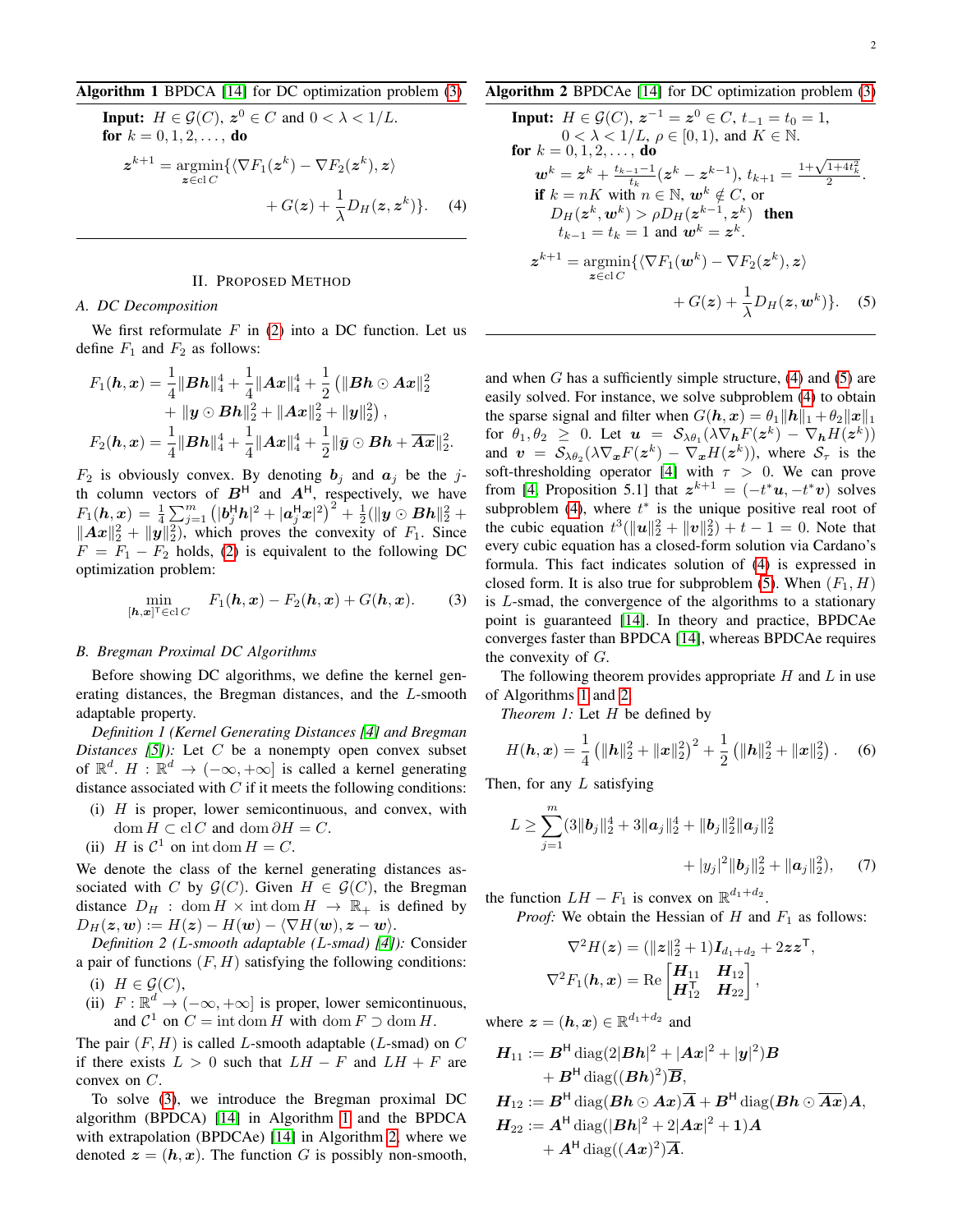**Algorithm 1** BPDCA [14] for DC optimization problem (3)

**Input:** $H \in \mathcal{G}(C)$, $\boldsymbol{z}^0 \in C$ and $0 < \lambda < 1/L$.
**for** $k = 0, 1, 2, \ldots,$ **do**

$$\boldsymbol{z}^{k+1} = \underset{\boldsymbol{z} \in \operatorname{cl} C}{\operatorname{argmin}} \{\langle \nabla F_1(\boldsymbol{z}^k) - \nabla F_2(\boldsymbol{z}^k), \boldsymbol{z}\rangle + G(\boldsymbol{z}) + \frac{1}{\lambda} D_H(\boldsymbol{z}, \boldsymbol{z}^k)\}. \quad (4)$$

## II. Proposed Method

### A. DC Decomposition

We first reformulate $F$ in (2) into a DC function. Let us define $F_1$ and $F_2$ as follows:

$$F_1(\boldsymbol{h}, \boldsymbol{x}) = \frac{1}{4}\|\boldsymbol{B}\boldsymbol{h}\|_4^4 + \frac{1}{4}\|\boldsymbol{A}\boldsymbol{x}\|_4^4 + \frac{1}{2}\left(\|\boldsymbol{B}\boldsymbol{h} \odot \boldsymbol{A}\boldsymbol{x}\|_2^2 + \|\boldsymbol{y} \odot \boldsymbol{B}\boldsymbol{h}\|_2^2 + \|\boldsymbol{A}\boldsymbol{x}\|_2^2 + \|\boldsymbol{y}\|_2^2\right),$$

$$F_2(\boldsymbol{h}, \boldsymbol{x}) = \frac{1}{4}\|\boldsymbol{B}\boldsymbol{h}\|_4^4 + \frac{1}{4}\|\boldsymbol{A}\boldsymbol{x}\|_4^4 + \frac{1}{2}\|\bar{\boldsymbol{y}} \odot \boldsymbol{B}\boldsymbol{h} + \overline{\boldsymbol{A}\boldsymbol{x}}\|_2^2.$$

$F_2$ is obviously convex. By denoting $\boldsymbol{b}_j$ and $\boldsymbol{a}_j$ be the $j$-th column vectors of $\boldsymbol{B}^{\mathsf{H}}$ and $\boldsymbol{A}^{\mathsf{H}}$, respectively, we have $F_1(\boldsymbol{h}, \boldsymbol{x}) = \frac{1}{4}\sum_{j=1}^m \left(|\boldsymbol{b}_j^{\mathsf{H}}\boldsymbol{h}|^2 + |\boldsymbol{a}_j^{\mathsf{H}}\boldsymbol{x}|^2\right)^2 + \frac{1}{2}(\|\boldsymbol{y} \odot \boldsymbol{B}\boldsymbol{h}\|_2^2 + \|\boldsymbol{A}\boldsymbol{x}\|_2^2 + \|\boldsymbol{y}\|_2^2)$, which proves the convexity of $F_1$. Since $F = F_1 - F_2$ holds, (2) is equivalent to the following DC optimization problem:

$$\min_{[\boldsymbol{h}, \boldsymbol{x}]^{\mathsf{T}} \in \operatorname{cl} C} \quad F_1(\boldsymbol{h}, \boldsymbol{x}) - F_2(\boldsymbol{h}, \boldsymbol{x}) + G(\boldsymbol{h}, \boldsymbol{x}). \quad (3)$$

### B. Bregman Proximal DC Algorithms

Before showing DC algorithms, we define the kernel generating distances, the Bregman distances, and the $L$-smooth adaptable property.

*Definition 1 (Kernel Generating Distances [4] and Bregman Distances [5]):* Let $C$ be a nonempty open convex subset of $\mathbb{R}^d$. $H : \mathbb{R}^d \to (-\infty, +\infty]$ is called a kernel generating distance associated with $C$ if it meets the following conditions:

- (i) $H$ is proper, lower semicontinuous, and convex, with $\operatorname{dom} H \subset \operatorname{cl} C$ and $\operatorname{dom} \partial H = C$.
- (ii) $H$ is $\mathcal{C}^1$ on $\operatorname{int} \operatorname{dom} H = C$.

We denote the class of the kernel generating distances associated with $C$ by $\mathcal{G}(C)$. Given $H \in \mathcal{G}(C)$, the Bregman distance $D_H : \operatorname{dom} H \times \operatorname{int} \operatorname{dom} H \to \mathbb{R}_+$ is defined by $D_H(\boldsymbol{z}, \boldsymbol{w}) := H(\boldsymbol{z}) - H(\boldsymbol{w}) - \langle \nabla H(\boldsymbol{w}), \boldsymbol{z} - \boldsymbol{w}\rangle$.

*Definition 2 ($L$-smooth adaptable ($L$-smad) [4]):* Consider a pair of functions $(F, H)$ satisfying the following conditions:

- (i) $H \in \mathcal{G}(C)$,
- (ii) $F : \mathbb{R}^d \to (-\infty, +\infty]$ is proper, lower semicontinuous, and $\mathcal{C}^1$ on $C = \operatorname{int} \operatorname{dom} H$ with $\operatorname{dom} F \supset \operatorname{dom} H$.

The pair $(F, H)$ is called $L$-smooth adaptable ($L$-smad) on $C$ if there exists $L > 0$ such that $LH - F$ and $LH + F$ are convex on $C$.

To solve (3), we introduce the Bregman proximal DC algorithm (BPDCA) [14] in Algorithm 1 and the BPDCA with extrapolation (BPDCAe) [14] in Algorithm 2, where we denoted $\boldsymbol{z} = (\boldsymbol{h}, \boldsymbol{x})$. The function $G$ is possibly non-smooth,

**Algorithm 2** BPDCAe [14] for DC optimization problem (3)

**Input:** $H \in \mathcal{G}(C)$, $\boldsymbol{z}^{-1} = \boldsymbol{z}^0 \in C$, $t_{-1} = t_0 = 1$, $0 < \lambda < 1/L$, $\rho \in [0, 1)$, and $K \in \mathbb{N}$.
**for** $k = 0, 1, 2, \ldots,$ **do**
  $\boldsymbol{w}^k = \boldsymbol{z}^k + \frac{t_{k-1} - 1}{t_k}(\boldsymbol{z}^k - \boldsymbol{z}^{k-1})$, $t_{k+1} = \frac{1 + \sqrt{1 + 4t_k^2}}{2}$.
  **if** $k = nK$ with $n \in \mathbb{N}$, $\boldsymbol{w}^k \notin C$, or $D_H(\boldsymbol{z}^k, \boldsymbol{w}^k) > \rho D_H(\boldsymbol{z}^{k-1}, \boldsymbol{z}^k)$ **then**
    $t_{k-1} = t_k = 1$ and $\boldsymbol{w}^k = \boldsymbol{z}^k$.

$$\boldsymbol{z}^{k+1} = \underset{\boldsymbol{z} \in \operatorname{cl} C}{\operatorname{argmin}} \{\langle \nabla F_1(\boldsymbol{w}^k) - \nabla F_2(\boldsymbol{z}^k), \boldsymbol{z}\rangle + G(\boldsymbol{z}) + \frac{1}{\lambda} D_H(\boldsymbol{z}, \boldsymbol{w}^k)\}. \quad (5)$$

and when $G$ has a sufficiently simple structure, (4) and (5) are easily solved. For instance, we solve subproblem (4) to obtain the sparse signal and filter when $G(\boldsymbol{h}, \boldsymbol{x}) = \theta_1\|\boldsymbol{h}\|_1 + \theta_2\|\boldsymbol{x}\|_1$ for $\theta_1, \theta_2 \geq 0$. Let $\boldsymbol{u} = \mathcal{S}_{\lambda\theta_1}(\lambda \nabla_{\boldsymbol{h}} F(\boldsymbol{z}^k) - \nabla_{\boldsymbol{h}} H(\boldsymbol{z}^k))$ and $\boldsymbol{v} = \mathcal{S}_{\lambda\theta_2}(\lambda \nabla_{\boldsymbol{x}} F(\boldsymbol{z}^k) - \nabla_{\boldsymbol{x}} H(\boldsymbol{z}^k))$, where $\mathcal{S}_\tau$ is the soft-thresholding operator [4] with $\tau > 0$. We can prove from [4, Proposition 5.1] that $\boldsymbol{z}^{k+1} = (-t^*\boldsymbol{u}, -t^*\boldsymbol{v})$ solves subproblem (4), where $t^*$ is the unique positive real root of the cubic equation $t^3(\|\boldsymbol{u}\|_2^2 + \|\boldsymbol{v}\|_2^2) + t - 1 = 0$. Note that every cubic equation has a closed-form solution via Cardano's formula. This fact indicates solution of (4) is expressed in closed form. It is also true for subproblem (5). When $(F_1, H)$ is $L$-smad, the convergence of the algorithms to a stationary point is guaranteed [14]. In theory and practice, BPDCAe converges faster than BPDCA [14], whereas BPDCAe requires the convexity of $G$.

The following theorem provides appropriate $H$ and $L$ in use of Algorithms 1 and 2.

*Theorem 1:* Let $H$ be defined by

$$H(\boldsymbol{h}, \boldsymbol{x}) = \frac{1}{4}\left(\|\boldsymbol{h}\|_2^2 + \|\boldsymbol{x}\|_2^2\right)^2 + \frac{1}{2}\left(\|\boldsymbol{h}\|_2^2 + \|\boldsymbol{x}\|_2^2\right). \quad (6)$$

Then, for any $L$ satisfying

$$L \geq \sum_{j=1}^m (3\|\boldsymbol{b}_j\|_2^4 + 3\|\boldsymbol{a}_j\|_2^4 + \|\boldsymbol{b}_j\|_2^2\|\boldsymbol{a}_j\|_2^2 + |y_j|^2\|\boldsymbol{b}_j\|_2^2 + \|\boldsymbol{a}_j\|_2^2), \quad (7)$$

the function $LH - F_1$ is convex on $\mathbb{R}^{d_1 + d_2}$.

*Proof:* We obtain the Hessian of $H$ and $F_1$ as follows:

$$\nabla^2 H(\boldsymbol{z}) = (\|\boldsymbol{z}\|_2^2 + 1)\boldsymbol{I}_{d_1 + d_2} + 2\boldsymbol{z}\boldsymbol{z}^{\mathsf{T}},$$

$$\nabla^2 F_1(\boldsymbol{h}, \boldsymbol{x}) = \operatorname{Re}\begin{bmatrix} \boldsymbol{H}_{11} & \boldsymbol{H}_{12} \\ \boldsymbol{H}_{12}^{\mathsf{T}} & \boldsymbol{H}_{22} \end{bmatrix},$$

where $\boldsymbol{z} = (\boldsymbol{h}, \boldsymbol{x}) \in \mathbb{R}^{d_1 + d_2}$ and

$$\boldsymbol{H}_{11} := \boldsymbol{B}^{\mathsf{H}} \operatorname{diag}(2|\boldsymbol{B}\boldsymbol{h}|^2 + |\boldsymbol{A}\boldsymbol{x}|^2 + |\boldsymbol{y}|^2)\boldsymbol{B} + \boldsymbol{B}^{\mathsf{H}} \operatorname{diag}((\boldsymbol{B}\boldsymbol{h})^2)\overline{\boldsymbol{B}},$$

$$\boldsymbol{H}_{12} := \boldsymbol{B}^{\mathsf{H}} \operatorname{diag}(\boldsymbol{B}\boldsymbol{h} \odot \boldsymbol{A}\boldsymbol{x})\overline{\boldsymbol{A}} + \boldsymbol{B}^{\mathsf{H}} \operatorname{diag}(\boldsymbol{B}\boldsymbol{h} \odot \overline{\boldsymbol{A}\boldsymbol{x}})\boldsymbol{A},$$

$$\boldsymbol{H}_{22} := \boldsymbol{A}^{\mathsf{H}} \operatorname{diag}(|\boldsymbol{B}\boldsymbol{h}|^2 + 2|\boldsymbol{A}\boldsymbol{x}|^2 + \boldsymbol{1})\boldsymbol{A} + \boldsymbol{A}^{\mathsf{H}} \operatorname{diag}((\boldsymbol{A}\boldsymbol{x})^2)\overline{\boldsymbol{A}}.$$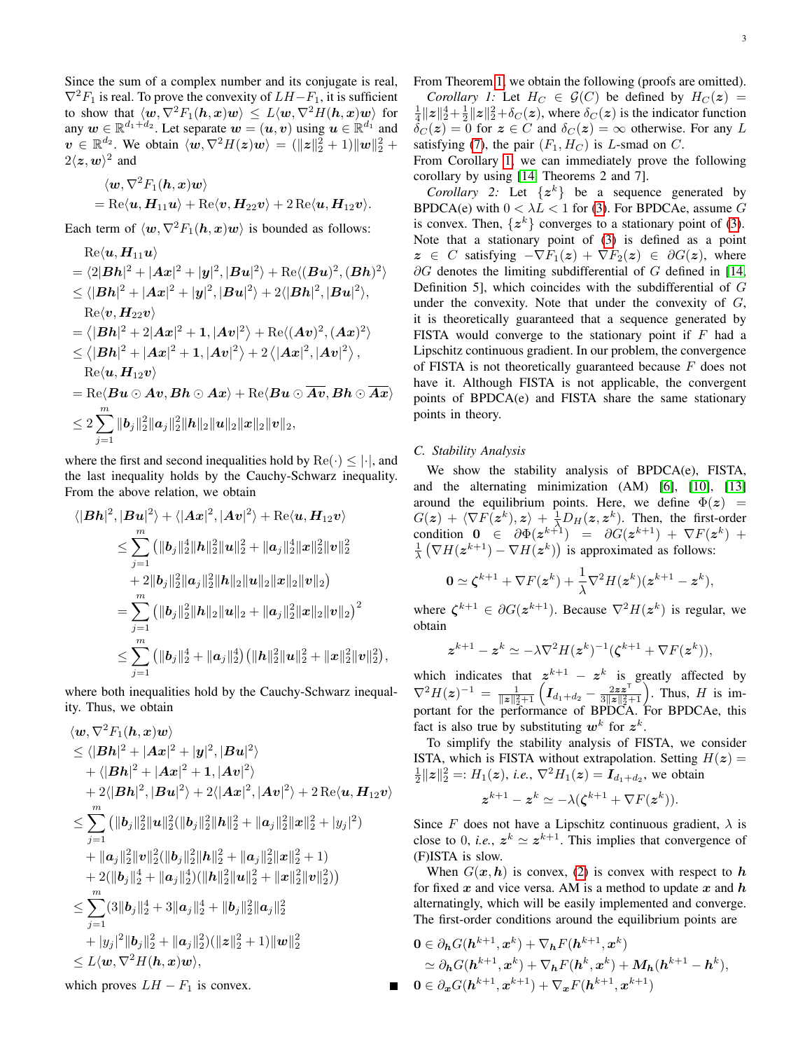Since the sum of a complex number and its conjugate is real, $\nabla^2 F_1$ is real. To prove the convexity of $LH - F_1$, it is sufficient to show that $\langle \boldsymbol{w}, \nabla^2 F_1(\boldsymbol{h}, \boldsymbol{x}) \boldsymbol{w} \rangle \leq L \langle \boldsymbol{w}, \nabla^2 H(\boldsymbol{h}, \boldsymbol{x}) \boldsymbol{w} \rangle$ for any $\boldsymbol{w} \in \mathbb{R}^{d_1 + d_2}$. Let separate $\boldsymbol{w} = (\boldsymbol{u}, \boldsymbol{v})$ using $\boldsymbol{u} \in \mathbb{R}^{d_1}$ and $\boldsymbol{v} \in \mathbb{R}^{d_2}$. We obtain $\langle \boldsymbol{w}, \nabla^2 H(\boldsymbol{z}) \boldsymbol{w} \rangle = (\|\boldsymbol{z}\|_2^2 + 1)\|\boldsymbol{w}\|_2^2 + 2\langle \boldsymbol{z}, \boldsymbol{w} \rangle^2$ and

$$
\begin{aligned}
&\langle \boldsymbol{w}, \nabla^2 F_1(\boldsymbol{h}, \boldsymbol{x}) \boldsymbol{w} \rangle \\
&= \mathrm{Re}\langle \boldsymbol{u}, \boldsymbol{H}_{11} \boldsymbol{u} \rangle + \mathrm{Re}\langle \boldsymbol{v}, \boldsymbol{H}_{22} \boldsymbol{v} \rangle + 2\,\mathrm{Re}\langle \boldsymbol{u}, \boldsymbol{H}_{12} \boldsymbol{v} \rangle.
\end{aligned}
$$

Each term of $\langle \boldsymbol{w}, \nabla^2 F_1(\boldsymbol{h}, \boldsymbol{x}) \boldsymbol{w} \rangle$ is bounded as follows:

$$
\begin{aligned}
&\mathrm{Re}\langle \boldsymbol{u}, \boldsymbol{H}_{11} \boldsymbol{u} \rangle \\
&= \langle 2|\boldsymbol{B}\boldsymbol{h}|^2 + |\boldsymbol{A}\boldsymbol{x}|^2 + |\boldsymbol{y}|^2, |\boldsymbol{B}\boldsymbol{u}|^2 \rangle + \mathrm{Re}\langle (\boldsymbol{B}\boldsymbol{u})^2, (\boldsymbol{B}\boldsymbol{h})^2 \rangle \\
&\leq \langle |\boldsymbol{B}\boldsymbol{h}|^2 + |\boldsymbol{A}\boldsymbol{x}|^2 + |\boldsymbol{y}|^2, |\boldsymbol{B}\boldsymbol{u}|^2 \rangle + 2\langle |\boldsymbol{B}\boldsymbol{h}|^2, |\boldsymbol{B}\boldsymbol{u}|^2 \rangle, \\
&\mathrm{Re}\langle \boldsymbol{v}, \boldsymbol{H}_{22} \boldsymbol{v} \rangle \\
&= \left\langle |\boldsymbol{B}\boldsymbol{h}|^2 + 2|\boldsymbol{A}\boldsymbol{x}|^2 + \boldsymbol{1}, |\boldsymbol{A}\boldsymbol{v}|^2 \right\rangle + \mathrm{Re}\langle (\boldsymbol{A}\boldsymbol{v})^2, (\boldsymbol{A}\boldsymbol{x})^2 \rangle \\
&\leq \left\langle |\boldsymbol{B}\boldsymbol{h}|^2 + |\boldsymbol{A}\boldsymbol{x}|^2 + \boldsymbol{1}, |\boldsymbol{A}\boldsymbol{v}|^2 \right\rangle + 2\left\langle |\boldsymbol{A}\boldsymbol{x}|^2, |\boldsymbol{A}\boldsymbol{v}|^2 \right\rangle, \\
&\mathrm{Re}\langle \boldsymbol{u}, \boldsymbol{H}_{12} \boldsymbol{v} \rangle \\
&= \mathrm{Re}\langle \boldsymbol{B}\boldsymbol{u} \odot \boldsymbol{A}\boldsymbol{v}, \boldsymbol{B}\boldsymbol{h} \odot \boldsymbol{A}\boldsymbol{x} \rangle + \mathrm{Re}\langle \boldsymbol{B}\boldsymbol{u} \odot \overline{\boldsymbol{A}\boldsymbol{v}}, \boldsymbol{B}\boldsymbol{h} \odot \overline{\boldsymbol{A}\boldsymbol{x}} \rangle \\
&\leq 2\sum_{j=1}^{m} \|\boldsymbol{b}_j\|_2^2 \|\boldsymbol{a}_j\|_2^2 \|\boldsymbol{h}\|_2 \|\boldsymbol{u}\|_2 \|\boldsymbol{x}\|_2 \|\boldsymbol{v}\|_2,
\end{aligned}
$$

where the first and second inequalities hold by $\mathrm{Re}(\cdot) \leq |\cdot|$, and the last inequality holds by the Cauchy-Schwarz inequality. From the above relation, we obtain

$$
\begin{aligned}
&\langle |\boldsymbol{B}\boldsymbol{h}|^2, |\boldsymbol{B}\boldsymbol{u}|^2 \rangle + \langle |\boldsymbol{A}\boldsymbol{x}|^2, |\boldsymbol{A}\boldsymbol{v}|^2 \rangle + \mathrm{Re}\langle \boldsymbol{u}, \boldsymbol{H}_{12} \boldsymbol{v} \rangle \\
&\leq \sum_{j=1}^{m} \big( \|\boldsymbol{b}_j\|_2^4 \|\boldsymbol{h}\|_2^2 \|\boldsymbol{u}\|_2^2 + \|\boldsymbol{a}_j\|_2^4 \|\boldsymbol{x}\|_2^2 \|\boldsymbol{v}\|_2^2 \\
&\quad + 2\|\boldsymbol{b}_j\|_2^2 \|\boldsymbol{a}_j\|_2^2 \|\boldsymbol{h}\|_2 \|\boldsymbol{u}\|_2 \|\boldsymbol{x}\|_2 \|\boldsymbol{v}\|_2 \big) \\
&= \sum_{j=1}^{m} \left( \|\boldsymbol{b}_j\|_2^2 \|\boldsymbol{h}\|_2 \|\boldsymbol{u}\|_2 + \|\boldsymbol{a}_j\|_2^2 \|\boldsymbol{x}\|_2 \|\boldsymbol{v}\|_2 \right)^2 \\
&\leq \sum_{j=1}^{m} \left( \|\boldsymbol{b}_j\|_2^4 + \|\boldsymbol{a}_j\|_2^4 \right) \left( \|\boldsymbol{h}\|_2^2 \|\boldsymbol{u}\|_2^2 + \|\boldsymbol{x}\|_2^2 \|\boldsymbol{v}\|_2^2 \right),
\end{aligned}
$$

where both inequalities hold by the Cauchy-Schwarz inequality. Thus, we obtain

$$
\begin{aligned}
&\langle \boldsymbol{w}, \nabla^2 F_1(\boldsymbol{h}, \boldsymbol{x}) \boldsymbol{w} \rangle \\
&\leq \langle |\boldsymbol{B}\boldsymbol{h}|^2 + |\boldsymbol{A}\boldsymbol{x}|^2 + |\boldsymbol{y}|^2, |\boldsymbol{B}\boldsymbol{u}|^2 \rangle \\
&\quad + \langle |\boldsymbol{B}\boldsymbol{h}|^2 + |\boldsymbol{A}\boldsymbol{x}|^2 + \boldsymbol{1}, |\boldsymbol{A}\boldsymbol{v}|^2 \rangle \\
&\quad + 2\langle |\boldsymbol{B}\boldsymbol{h}|^2, |\boldsymbol{B}\boldsymbol{u}|^2 \rangle + 2\langle |\boldsymbol{A}\boldsymbol{x}|^2, |\boldsymbol{A}\boldsymbol{v}|^2 \rangle + 2\,\mathrm{Re}\langle \boldsymbol{u}, \boldsymbol{H}_{12} \boldsymbol{v} \rangle \\
&\leq \sum_{j=1}^{m} \big( \|\boldsymbol{b}_j\|_2^2 \|\boldsymbol{u}\|_2^2 (\|\boldsymbol{b}_j\|_2^2 \|\boldsymbol{h}\|_2^2 + \|\boldsymbol{a}_j\|_2^2 \|\boldsymbol{x}\|_2^2 + |y_j|^2) \\
&\quad + \|\boldsymbol{a}_j\|_2^2 \|\boldsymbol{v}\|_2^2 (\|\boldsymbol{b}_j\|_2^2 \|\boldsymbol{h}\|_2^2 + \|\boldsymbol{a}_j\|_2^2 \|\boldsymbol{x}\|_2^2 + 1) \\
&\quad + 2(\|\boldsymbol{b}_j\|_2^4 + \|\boldsymbol{a}_j\|_2^4)(\|\boldsymbol{h}\|_2^2 \|\boldsymbol{u}\|_2^2 + \|\boldsymbol{x}\|_2^2 \|\boldsymbol{v}\|_2^2) \big) \\
&\leq \sum_{j=1}^{m} (3\|\boldsymbol{b}_j\|_2^4 + 3\|\boldsymbol{a}_j\|_2^4 + \|\boldsymbol{b}_j\|_2^2 \|\boldsymbol{a}_j\|_2^2 \\
&\quad + |y_j|^2 \|\boldsymbol{b}_j\|_2^2 + \|\boldsymbol{a}_j\|_2^2)(\|\boldsymbol{z}\|_2^2 + 1)\|\boldsymbol{w}\|_2^2 \\
&\leq L \langle \boldsymbol{w}, \nabla^2 H(\boldsymbol{h}, \boldsymbol{x}) \boldsymbol{w} \rangle,
\end{aligned}
$$

which proves $LH - F_1$ is convex. ∎

From Theorem 1, we obtain the following (proofs are omitted).

*Corollary 1:* Let $H_C \in \mathcal{G}(C)$ be defined by $H_C(\boldsymbol{z}) = \frac{1}{4}\|\boldsymbol{z}\|_2^4 + \frac{1}{2}\|\boldsymbol{z}\|_2^2 + \delta_C(\boldsymbol{z})$, where $\delta_C(\boldsymbol{z})$ is the indicator function $\delta_C(\boldsymbol{z}) = 0$ for $\boldsymbol{z} \in C$ and $\delta_C(\boldsymbol{z}) = \infty$ otherwise. For any $L$ satisfying (7), the pair $(F_1, H_C)$ is $L$-smad on $C$.

From Corollary 1, we can immediately prove the following corollary by using [14, Theorems 2 and 7].

*Corollary 2:* Let $\{\boldsymbol{z}^k\}$ be a sequence generated by BPDCA(e) with $0 < \lambda L < 1$ for (3). For BPDCAe, assume $G$ is convex. Then, $\{\boldsymbol{z}^k\}$ converges to a stationary point of (3).

Note that a stationary point of (3) is defined as a point $\boldsymbol{z} \in C$ satisfying $-\nabla F_1(\boldsymbol{z}) + \nabla F_2(\boldsymbol{z}) \in \partial G(\boldsymbol{z})$, where $\partial G$ denotes the limiting subdifferential of $G$ defined in [14, Definition 5], which coincides with the subdifferential of $G$ under the convexity. Note that under the convexity of $G$, it is theoretically guaranteed that a sequence generated by FISTA would converge to the stationary point if $F$ had a Lipschitz continuous gradient. In our problem, the convergence of FISTA is not theoretically guaranteed because $F$ does not have it. Although FISTA is not applicable, the convergent points of BPDCA(e) and FISTA share the same stationary points in theory.

### C. Stability Analysis

We show the stability analysis of BPDCA(e), FISTA, and the alternating minimization (AM) [6], [10], [13] around the equilibrium points. Here, we define $\Phi(\boldsymbol{z}) = G(\boldsymbol{z}) + \langle \nabla F(\boldsymbol{z}^k), \boldsymbol{z} \rangle + \frac{1}{\lambda} D_H(\boldsymbol{z}, \boldsymbol{z}^k)$. Then, the first-order condition $\boldsymbol{0} \in \partial \Phi(\boldsymbol{z}^{k+1}) = \partial G(\boldsymbol{z}^{k+1}) + \nabla F(\boldsymbol{z}^k) + \frac{1}{\lambda}\left(\nabla H(\boldsymbol{z}^{k+1}) - \nabla H(\boldsymbol{z}^k)\right)$ is approximated as follows:

$$
\boldsymbol{0} \simeq \boldsymbol{\zeta}^{k+1} + \nabla F(\boldsymbol{z}^k) + \frac{1}{\lambda} \nabla^2 H(\boldsymbol{z}^k)(\boldsymbol{z}^{k+1} - \boldsymbol{z}^k),
$$

where $\boldsymbol{\zeta}^{k+1} \in \partial G(\boldsymbol{z}^{k+1})$. Because $\nabla^2 H(\boldsymbol{z}^k)$ is regular, we obtain

$$
\boldsymbol{z}^{k+1} - \boldsymbol{z}^k \simeq -\lambda \nabla^2 H(\boldsymbol{z}^k)^{-1} (\boldsymbol{\zeta}^{k+1} + \nabla F(\boldsymbol{z}^k)),
$$

which indicates that $\boldsymbol{z}^{k+1} - \boldsymbol{z}^k$ is greatly affected by $\nabla^2 H(\boldsymbol{z})^{-1} = \frac{1}{\|\boldsymbol{z}\|_2^2 + 1}\left( \boldsymbol{I}_{d_1 + d_2} - \frac{2\boldsymbol{z}\boldsymbol{z}^\top}{3\|\boldsymbol{z}\|_2^2 + 1} \right)$. Thus, $H$ is important for the performance of BPDCA. For BPDCAe, this fact is also true by substituting $\boldsymbol{w}^k$ for $\boldsymbol{z}^k$.

To simplify the stability analysis of FISTA, we consider ISTA, which is FISTA without extrapolation. Setting $H(\boldsymbol{z}) = \frac{1}{2}\|\boldsymbol{z}\|_2^2 =: H_1(\boldsymbol{z})$, *i.e.*, $\nabla^2 H_1(\boldsymbol{z}) = \boldsymbol{I}_{d_1 + d_2}$, we obtain

$$
\boldsymbol{z}^{k+1} - \boldsymbol{z}^k \simeq -\lambda(\boldsymbol{\zeta}^{k+1} + \nabla F(\boldsymbol{z}^k)).
$$

Since $F$ does not have a Lipschitz continuous gradient, $\lambda$ is close to 0, *i.e.*, $\boldsymbol{z}^k \simeq \boldsymbol{z}^{k+1}$. This implies that convergence of (F)ISTA is slow.

When $G(\boldsymbol{x}, \boldsymbol{h})$ is convex, (2) is convex with respect to $\boldsymbol{h}$ for fixed $\boldsymbol{x}$ and vice versa. AM is a method to update $\boldsymbol{x}$ and $\boldsymbol{h}$ alternatingly, which will be easily implemented and converge. The first-order conditions around the equilibrium points are

$$
\begin{aligned}
\boldsymbol{0} &\in \partial_{\boldsymbol{h}} G(\boldsymbol{h}^{k+1}, \boldsymbol{x}^k) + \nabla_{\boldsymbol{h}} F(\boldsymbol{h}^{k+1}, \boldsymbol{x}^k) \\
&\simeq \partial_{\boldsymbol{h}} G(\boldsymbol{h}^{k+1}, \boldsymbol{x}^k) + \nabla_{\boldsymbol{h}} F(\boldsymbol{h}^k, \boldsymbol{x}^k) + \boldsymbol{M}_{\boldsymbol{h}}(\boldsymbol{h}^{k+1} - \boldsymbol{h}^k), \\
\boldsymbol{0} &\in \partial_{\boldsymbol{x}} G(\boldsymbol{h}^{k+1}, \boldsymbol{x}^{k+1}) + \nabla_{\boldsymbol{x}} F(\boldsymbol{h}^{k+1}, \boldsymbol{x}^{k+1})
\end{aligned}
$$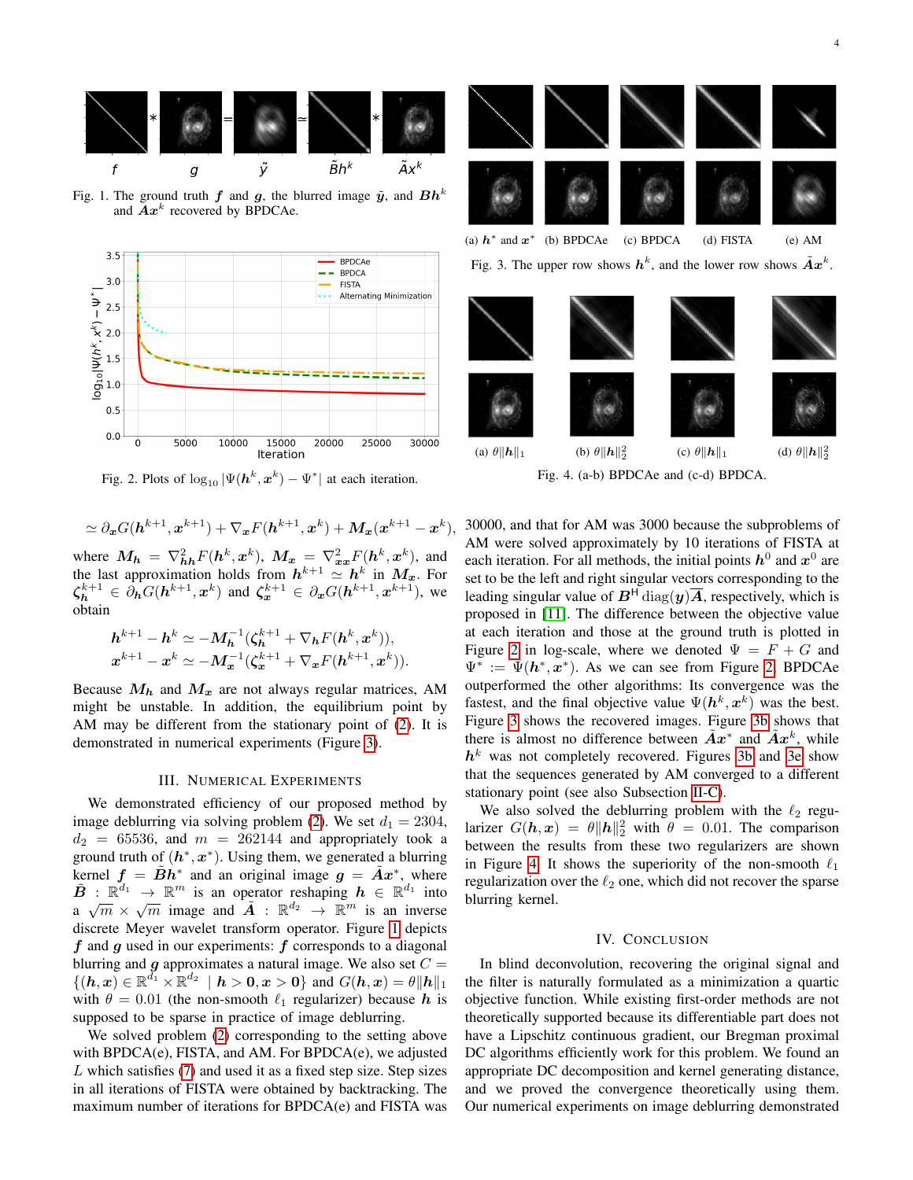Fig. 1. The ground truth $\boldsymbol{f}$ and $\boldsymbol{g}$, the blurred image $\tilde{\boldsymbol{y}}$, and $\boldsymbol{B}\boldsymbol{h}^k$ and $\boldsymbol{A}\boldsymbol{x}^k$ recovered by BPDCAe.

Fig. 2. Plots of $\log_{10}|\Psi(\boldsymbol{h}^k, \boldsymbol{x}^k) - \Psi^*|$ at each iteration.

(a) $\boldsymbol{h}^*$ and $\boldsymbol{x}^*$ (b) BPDCAe (c) BPDCA (d) FISTA (e) AM

Fig. 3. The upper row shows $\boldsymbol{h}^k$, and the lower row shows $\tilde{\boldsymbol{A}}\boldsymbol{x}^k$.

(a) $\theta\|\boldsymbol{h}\|_1$ (b) $\theta\|\boldsymbol{h}\|_2^2$ (c) $\theta\|\boldsymbol{h}\|_1$ (d) $\theta\|\boldsymbol{h}\|_2^2$

Fig. 4. (a-b) BPDCAe and (c-d) BPDCA.

$$\simeq \partial_{\boldsymbol{x}} G(\boldsymbol{h}^{k+1}, \boldsymbol{x}^{k+1}) + \nabla_{\boldsymbol{x}} F(\boldsymbol{h}^{k+1}, \boldsymbol{x}^k) + \boldsymbol{M}_{\boldsymbol{x}}(\boldsymbol{x}^{k+1} - \boldsymbol{x}^k),$$

where $\boldsymbol{M}_{\boldsymbol{h}} = \nabla^2_{\boldsymbol{hh}} F(\boldsymbol{h}^k, \boldsymbol{x}^k)$, $\boldsymbol{M}_{\boldsymbol{x}} = \nabla^2_{\boldsymbol{xx}} F(\boldsymbol{h}^k, \boldsymbol{x}^k)$, and the last approximation holds from $\boldsymbol{h}^{k+1} \simeq \boldsymbol{h}^k$ in $\boldsymbol{M}_{\boldsymbol{x}}$. For $\boldsymbol{\zeta}_{\boldsymbol{h}}^{k+1} \in \partial_{\boldsymbol{h}} G(\boldsymbol{h}^{k+1}, \boldsymbol{x}^k)$ and $\boldsymbol{\zeta}_{\boldsymbol{x}}^{k+1} \in \partial_{\boldsymbol{x}} G(\boldsymbol{h}^{k+1}, \boldsymbol{x}^{k+1})$, we obtain

$$\boldsymbol{h}^{k+1} - \boldsymbol{h}^k \simeq -\boldsymbol{M}_{\boldsymbol{h}}^{-1}(\boldsymbol{\zeta}_{\boldsymbol{h}}^{k+1} + \nabla_{\boldsymbol{h}} F(\boldsymbol{h}^k, \boldsymbol{x}^k)),$$
$$\boldsymbol{x}^{k+1} - \boldsymbol{x}^k \simeq -\boldsymbol{M}_{\boldsymbol{x}}^{-1}(\boldsymbol{\zeta}_{\boldsymbol{x}}^{k+1} + \nabla_{\boldsymbol{x}} F(\boldsymbol{h}^{k+1}, \boldsymbol{x}^k)).$$

Because $\boldsymbol{M}_{\boldsymbol{h}}$ and $\boldsymbol{M}_{\boldsymbol{x}}$ are not always regular matrices, AM might be unstable. In addition, the equilibrium point by AM may be different from the stationary point of (2). It is demonstrated in numerical experiments (Figure 3).

## III. Numerical Experiments

We demonstrated efficiency of our proposed method by image deblurring via solving problem (2). We set $d_1 = 2304$, $d_2 = 65536$, and $m = 262144$ and appropriately took a ground truth of $(\boldsymbol{h}^*, \boldsymbol{x}^*)$. Using them, we generated a blurring kernel $\boldsymbol{f} = \tilde{\boldsymbol{B}}\boldsymbol{h}^*$ and an original image $\boldsymbol{g} = \tilde{\boldsymbol{A}}\boldsymbol{x}^*$, where $\tilde{\boldsymbol{B}} : \mathbb{R}^{d_1} \to \mathbb{R}^m$ is an operator reshaping $\boldsymbol{h} \in \mathbb{R}^{d_1}$ into a $\sqrt{m} \times \sqrt{m}$ image and $\tilde{\boldsymbol{A}} : \mathbb{R}^{d_2} \to \mathbb{R}^m$ is an inverse discrete Meyer wavelet transform operator. Figure 1 depicts $\boldsymbol{f}$ and $\boldsymbol{g}$ used in our experiments: $\boldsymbol{f}$ corresponds to a diagonal blurring and $\boldsymbol{g}$ approximates a natural image. We also set $C = \{(\boldsymbol{h}, \boldsymbol{x}) \in \mathbb{R}^{d_1} \times \mathbb{R}^{d_2} \mid \boldsymbol{h} > \boldsymbol{0}, \boldsymbol{x} > \boldsymbol{0}\}$ and $G(\boldsymbol{h}, \boldsymbol{x}) = \theta\|\boldsymbol{h}\|_1$ with $\theta = 0.01$ (the non-smooth $\ell_1$ regularizer) because $\boldsymbol{h}$ is supposed to be sparse in practice of image deblurring.

We solved problem (2) corresponding to the setting above with BPDCA(e), FISTA, and AM. For BPDCA(e), we adjusted $L$ which satisfies (7) and used it as a fixed step size. Step sizes in all iterations of FISTA were obtained by backtracking. The maximum number of iterations for BPDCA(e) and FISTA was 30000, and that for AM was 3000 because the subproblems of AM were solved approximately by 10 iterations of FISTA at each iteration. For all methods, the initial points $\boldsymbol{h}^0$ and $\boldsymbol{x}^0$ are set to be the left and right singular vectors corresponding to the leading singular value of $\boldsymbol{B}^{\mathsf{H}} \operatorname{diag}(\boldsymbol{y})\overline{\boldsymbol{A}}$, respectively, which is proposed in [11]. The difference between the objective value at each iteration and those at the ground truth is plotted in Figure 2 in log-scale, where we denoted $\Psi = F + G$ and $\Psi^* := \Psi(\boldsymbol{h}^*, \boldsymbol{x}^*)$. As we can see from Figure 2, BPDCAe outperformed the other algorithms: Its convergence was the fastest, and the final objective value $\Psi(\boldsymbol{h}^k, \boldsymbol{x}^k)$ was the best. Figure 3 shows the recovered images. Figure 3b shows that there is almost no difference between $\tilde{\boldsymbol{A}}\boldsymbol{x}^*$ and $\tilde{\boldsymbol{A}}\boldsymbol{x}^k$, while $\boldsymbol{h}^k$ was not completely recovered. Figures 3b and 3e show that the sequences generated by AM converged to a different stationary point (see also Subsection II-C).

We also solved the deblurring problem with the $\ell_2$ regularizer $G(\boldsymbol{h}, \boldsymbol{x}) = \theta\|\boldsymbol{h}\|_2^2$ with $\theta = 0.01$. The comparison between the results from these two regularizers are shown in Figure 4. It shows the superiority of the non-smooth $\ell_1$ regularization over the $\ell_2$ one, which did not recover the sparse blurring kernel.

## IV. Conclusion

In blind deconvolution, recovering the original signal and the filter is naturally formulated as a minimization a quartic objective function. While existing first-order methods are not theoretically supported because its differentiable part does not have a Lipschitz continuous gradient, our Bregman proximal DC algorithms efficiently work for this problem. We found an appropriate DC decomposition and kernel generating distance, and we proved the convergence theoretically using them. Our numerical experiments on image deblurring demonstrated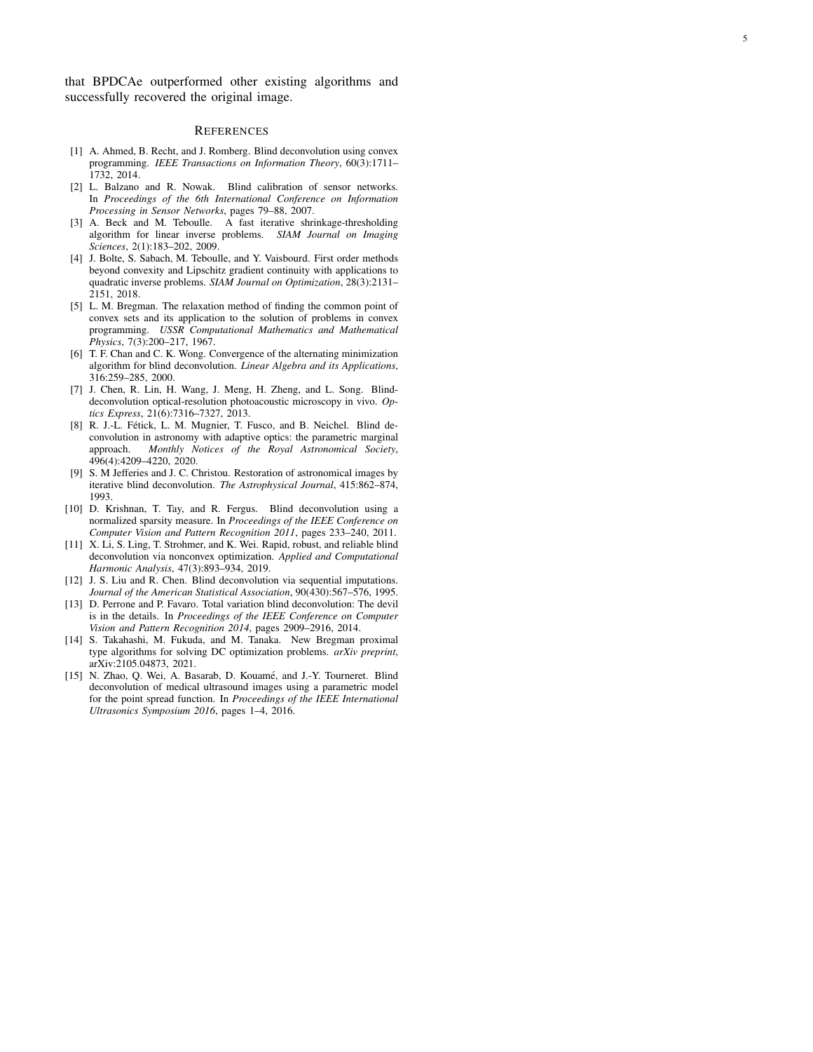that BPDCAe outperformed other existing algorithms and successfully recovered the original image.

## References

[1] A. Ahmed, B. Recht, and J. Romberg. Blind deconvolution using convex programming. *IEEE Transactions on Information Theory*, 60(3):1711–1732, 2014.

[2] L. Balzano and R. Nowak. Blind calibration of sensor networks. In *Proceedings of the 6th International Conference on Information Processing in Sensor Networks*, pages 79–88, 2007.

[3] A. Beck and M. Teboulle. A fast iterative shrinkage-thresholding algorithm for linear inverse problems. *SIAM Journal on Imaging Sciences*, 2(1):183–202, 2009.

[4] J. Bolte, S. Sabach, M. Teboulle, and Y. Vaisbourd. First order methods beyond convexity and Lipschitz gradient continuity with applications to quadratic inverse problems. *SIAM Journal on Optimization*, 28(3):2131–2151, 2018.

[5] L. M. Bregman. The relaxation method of finding the common point of convex sets and its application to the solution of problems in convex programming. *USSR Computational Mathematics and Mathematical Physics*, 7(3):200–217, 1967.

[6] T. F. Chan and C. K. Wong. Convergence of the alternating minimization algorithm for blind deconvolution. *Linear Algebra and its Applications*, 316:259–285, 2000.

[7] J. Chen, R. Lin, H. Wang, J. Meng, H. Zheng, and L. Song. Blind-deconvolution optical-resolution photoacoustic microscopy in vivo. *Optics Express*, 21(6):7316–7327, 2013.

[8] R. J.-L. Fétick, L. M. Mugnier, T. Fusco, and B. Neichel. Blind deconvolution in astronomy with adaptive optics: the parametric marginal approach. *Monthly Notices of the Royal Astronomical Society*, 496(4):4209–4220, 2020.

[9] S. M Jefferies and J. C. Christou. Restoration of astronomical images by iterative blind deconvolution. *The Astrophysical Journal*, 415:862–874, 1993.

[10] D. Krishnan, T. Tay, and R. Fergus. Blind deconvolution using a normalized sparsity measure. In *Proceedings of the IEEE Conference on Computer Vision and Pattern Recognition 2011*, pages 233–240, 2011.

[11] X. Li, S. Ling, T. Strohmer, and K. Wei. Rapid, robust, and reliable blind deconvolution via nonconvex optimization. *Applied and Computational Harmonic Analysis*, 47(3):893–934, 2019.

[12] J. S. Liu and R. Chen. Blind deconvolution via sequential imputations. *Journal of the American Statistical Association*, 90(430):567–576, 1995.

[13] D. Perrone and P. Favaro. Total variation blind deconvolution: The devil is in the details. In *Proceedings of the IEEE Conference on Computer Vision and Pattern Recognition 2014*, pages 2909–2916, 2014.

[14] S. Takahashi, M. Fukuda, and M. Tanaka. New Bregman proximal type algorithms for solving DC optimization problems. *arXiv preprint*, arXiv:2105.04873, 2021.

[15] N. Zhao, Q. Wei, A. Basarab, D. Kouamé, and J.-Y. Tourneret. Blind deconvolution of medical ultrasound images using a parametric model for the point spread function. In *Proceedings of the IEEE International Ultrasonics Symposium 2016*, pages 1–4, 2016.